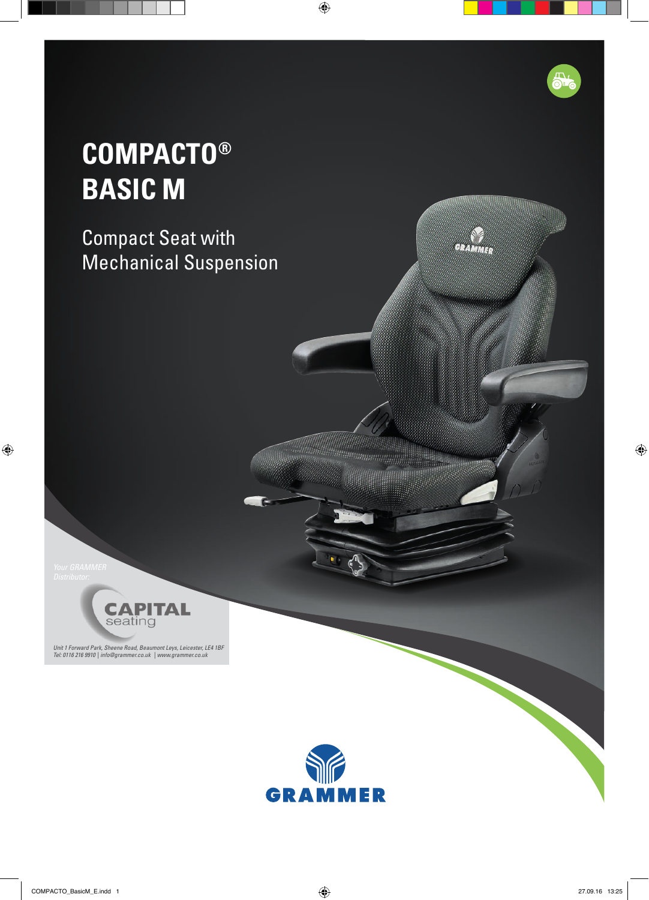# COMPACTO®
# BASIC M

Compact Seat with Mechanical Suspension

*Your GRAMMER Distributor:*

CAPITAL seating

*Unit 1 Forward Park, Sheene Road, Beaumont Leys, Leicester, LE4 1BF*
*Tel: 0116 216 9910 | info@grammer.co.uk | www.grammer.co.uk*

GRAMMER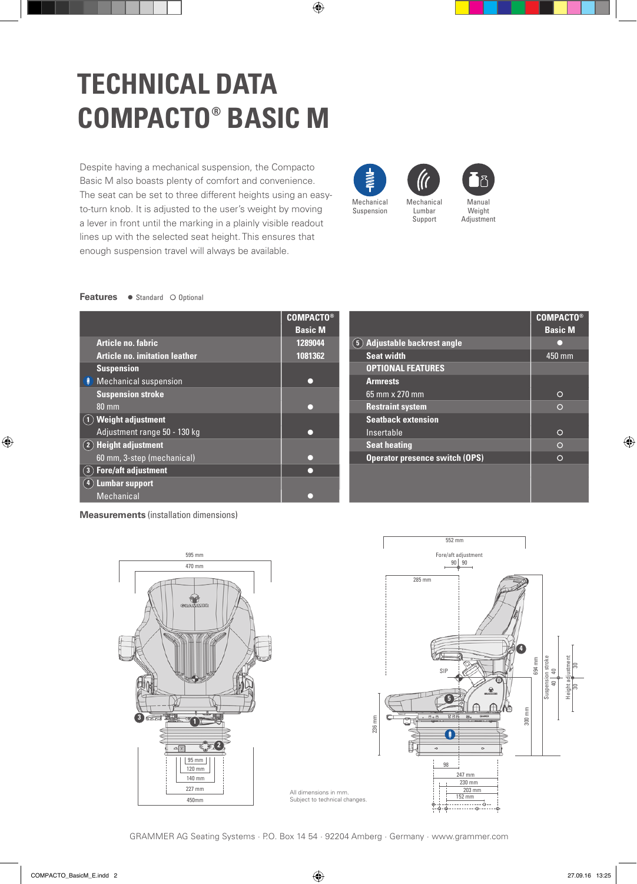# TECHNICAL DATA COMPACTO® BASIC M

Despite having a mechanical suspension, the Compacto Basic M also boasts plenty of comfort and convenience. The seat can be set to three different heights using an easy-to-turn knob. It is adjusted to the user's weight by moving a lever in front until the marking in a plainly visible readout lines up with the selected seat height. This ensures that enough suspension travel will always be available.

Mechanical Suspension

Mechanical Lumbar Support

Manual Weight Adjustment

**Features** ● Standard ○ Optional

| | COMPACTO® Basic M |
|---|---|
| **Article no. fabric** | 1289044 |
| **Article no. imitation leather** | 1081362 |
| **Suspension** Mechanical suspension | ● |
| **Suspension stroke** 80 mm | ● |
| (1) **Weight adjustment** Adjustment range 50 - 130 kg | ● |
| (2) **Height adjustment** 60 mm, 3-step (mechanical) | ● |
| (3) **Fore/aft adjustment** | ● |
| (4) **Lumbar support** Mechanical | ● |

| | COMPACTO® Basic M |
|---|---|
| (5) **Adjustable backrest angle** | ● |
| **Seat width** | 450 mm |
| **OPTIONAL FEATURES** | |
| **Armrests** 65 mm x 270 mm | ○ |
| **Restraint system** | ○ |
| **Seatback extension** Insertable | ○ |
| **Seat heating** | ○ |
| **Operator presence switch (OPS)** | ○ |

**Measurements** (installation dimensions)

595 mm
470 mm
95 mm
120 mm
140 mm
227 mm
450mm

552 mm
Fore/aft adjustment
90 | 90
285 mm
SIP
236 mm
300 mm
694 mm
Suspension stroke 40 40
Height adjustment 30 30
98
247 mm
230 mm
203 mm
152 mm

All dimensions in mm.
Subject to technical changes.

GRAMMER AG Seating Systems · P.O. Box 14 54 · 92204 Amberg · Germany · www.grammer.com